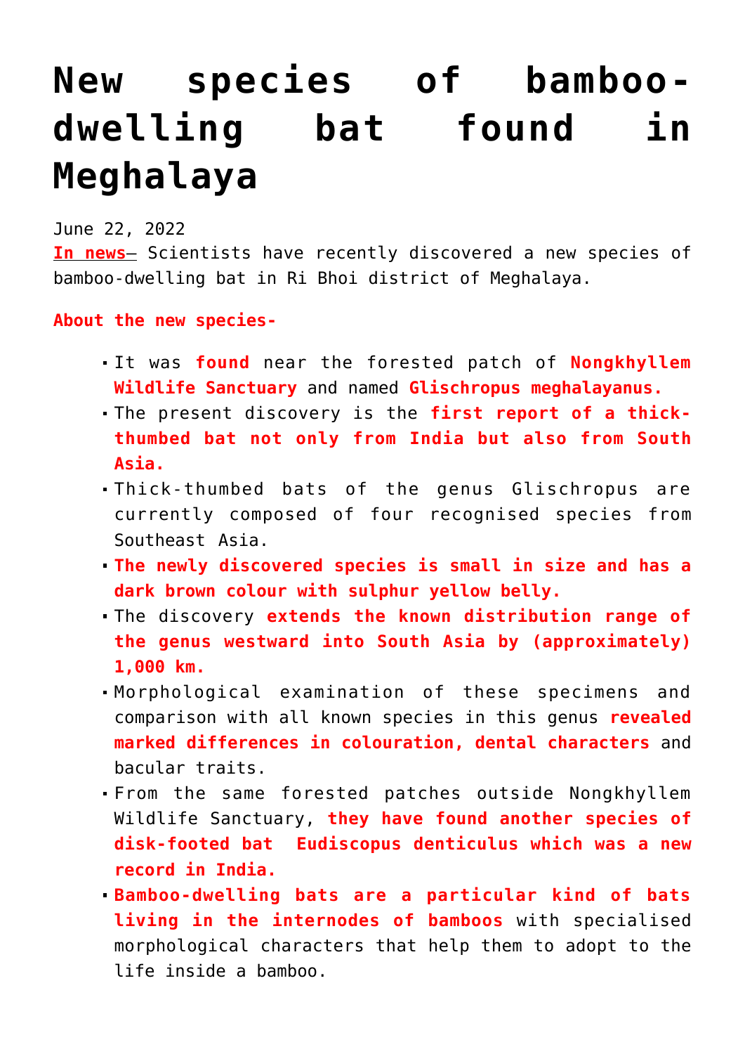# New species of bamboo-dwelling bat found in Meghalaya

June 22, 2022

**In news–** Scientists have recently discovered a new species of bamboo-dwelling bat in Ri Bhoi district of Meghalaya.

**About the new species-**

- It was **found** near the forested patch of **Nongkhyllem Wildlife Sanctuary** and named **Glischropus meghalayanus.**
- The present discovery is the **first report of a thick-thumbed bat not only from India but also from South Asia.**
- Thick-thumbed bats of the genus Glischropus are currently composed of four recognised species from Southeast Asia.
- **The newly discovered species is small in size and has a dark brown colour with sulphur yellow belly.**
- The discovery **extends the known distribution range of the genus westward into South Asia by (approximately) 1,000 km.**
- Morphological examination of these specimens and comparison with all known species in this genus **revealed marked differences in colouration, dental characters** and bacular traits.
- From the same forested patches outside Nongkhyllem Wildlife Sanctuary, **they have found another species of disk-footed bat Eudiscopus denticulus which was a new record in India.**
- **Bamboo-dwelling bats are a particular kind of bats living in the internodes of bamboos** with specialised morphological characters that help them to adopt to the life inside a bamboo.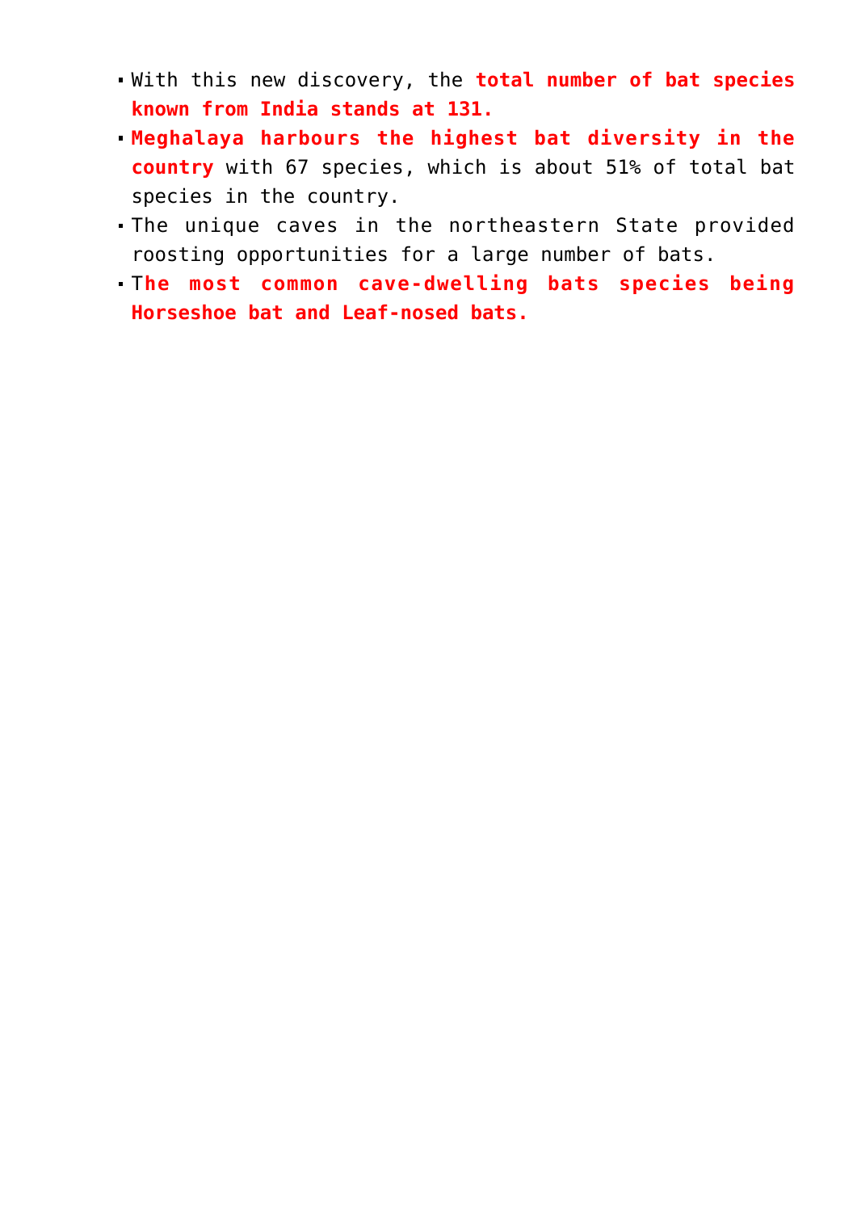- With this new discovery, the **total number of bat species known from India stands at 131.**
- **Meghalaya harbours the highest bat diversity in the country** with 67 species, which is about 51% of total bat species in the country.
- The unique caves in the northeastern State provided roosting opportunities for a large number of bats.
- T**he most common cave-dwelling bats species being Horseshoe bat and Leaf-nosed bats.**